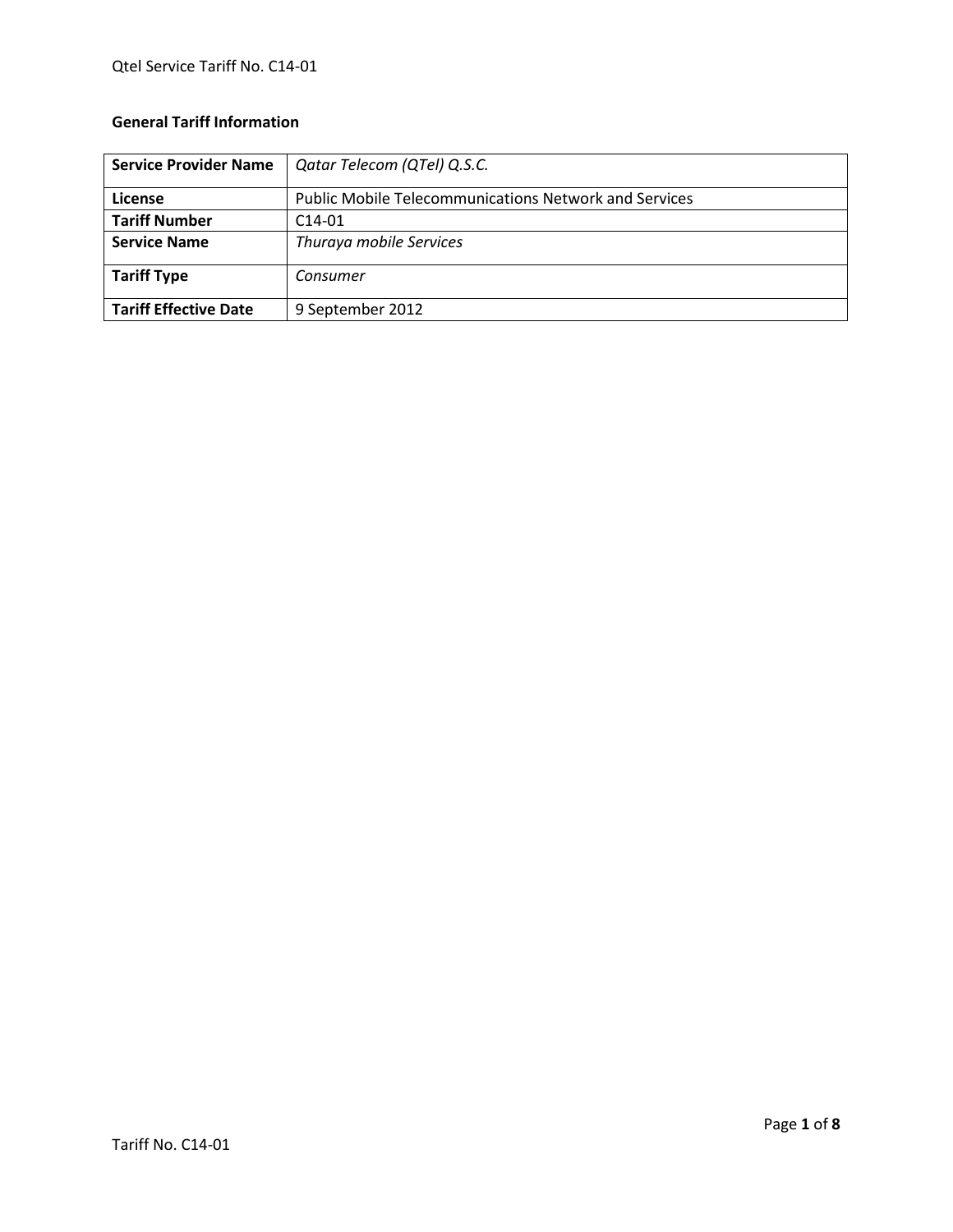**General Tariff Information**

| **Service Provider Name** | *Qatar Telecom (QTel) Q.S.C.* |
|---|---|
| **License** | Public Mobile Telecommunications Network and Services |
| **Tariff Number** | C14-01 |
| **Service Name** | *Thuraya mobile Services* |
| **Tariff Type** | *Consumer* |
| **Tariff Effective Date** | 9 September 2012 |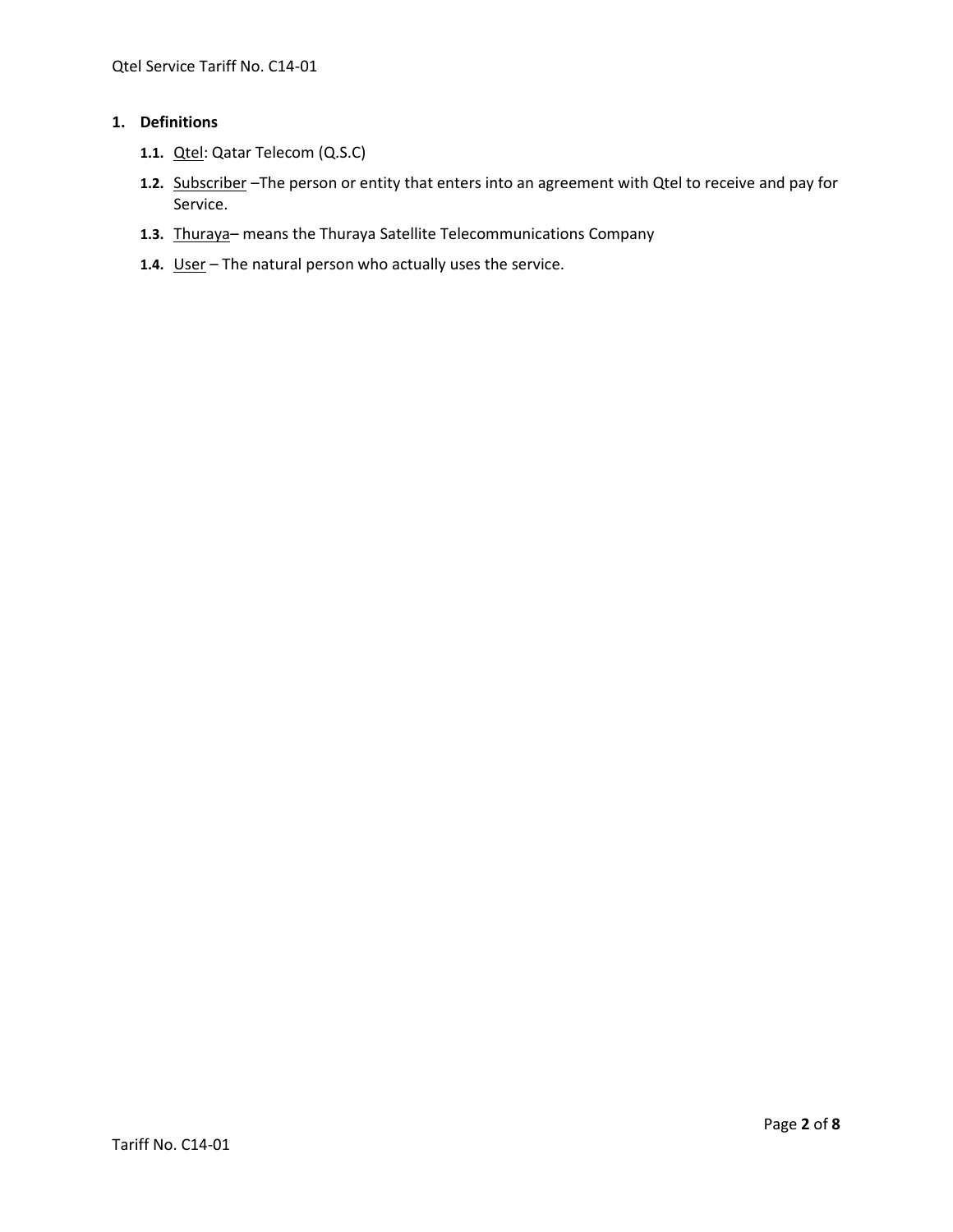## 1. Definitions

**1.1.** Qtel: Qatar Telecom (Q.S.C)

**1.2.** Subscriber –The person or entity that enters into an agreement with Qtel to receive and pay for Service.

**1.3.** Thuraya– means the Thuraya Satellite Telecommunications Company

**1.4.** User – The natural person who actually uses the service.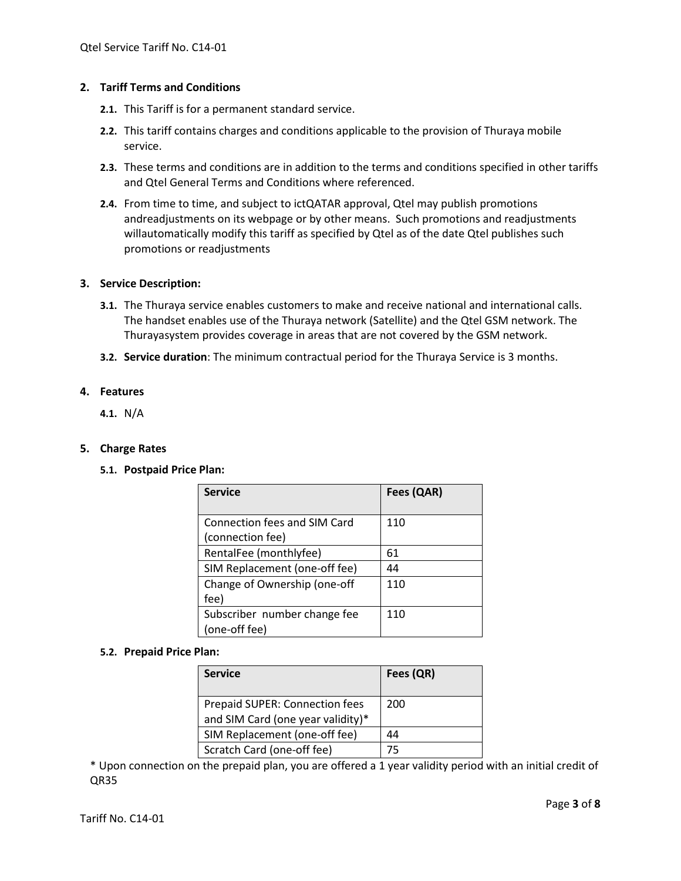## 2. Tariff Terms and Conditions

**2.1.** This Tariff is for a permanent standard service.

**2.2.** This tariff contains charges and conditions applicable to the provision of Thuraya mobile service.

**2.3.** These terms and conditions are in addition to the terms and conditions specified in other tariffs and Qtel General Terms and Conditions where referenced.

**2.4.** From time to time, and subject to ictQATAR approval, Qtel may publish promotions andreadjustments on its webpage or by other means. Such promotions and readjustments willautomatically modify this tariff as specified by Qtel as of the date Qtel publishes such promotions or readjustments

## 3. Service Description:

**3.1.** The Thuraya service enables customers to make and receive national and international calls. The handset enables use of the Thuraya network (Satellite) and the Qtel GSM network. The Thurayasystem provides coverage in areas that are not covered by the GSM network.

**3.2.** **Service duration**: The minimum contractual period for the Thuraya Service is 3 months.

## 4. Features

**4.1.** N/A

## 5. Charge Rates

### 5.1. Postpaid Price Plan:

| Service | Fees (QAR) |
|---|---|
| Connection fees and SIM Card (connection fee) | 110 |
| RentalFee (monthlyfee) | 61 |
| SIM Replacement (one-off fee) | 44 |
| Change of Ownership (one-off fee) | 110 |
| Subscriber number change fee (one-off fee) | 110 |

### 5.2. Prepaid Price Plan:

| Service | Fees (QR) |
|---|---|
| Prepaid SUPER: Connection fees and SIM Card (one year validity)* | 200 |
| SIM Replacement (one-off fee) | 44 |
| Scratch Card (one-off fee) | 75 |

* Upon connection on the prepaid plan, you are offered a 1 year validity period with an initial credit of QR35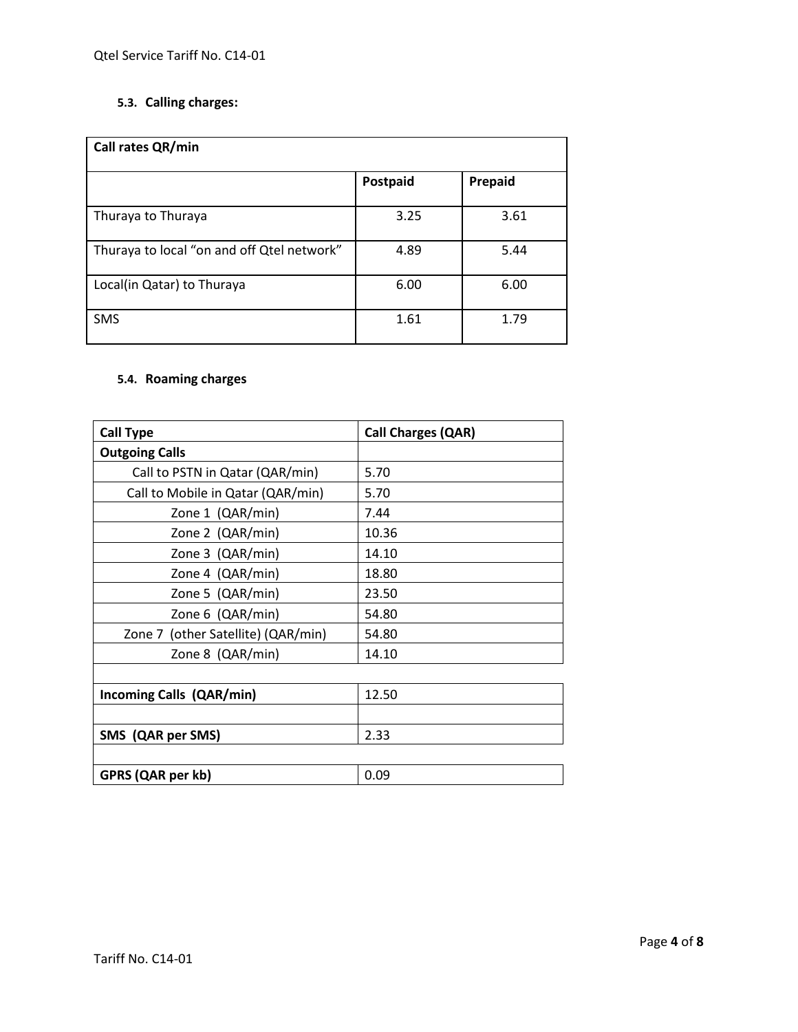### 5.3. Calling charges:

| Call rates QR/min | | |
|---|---|---|
| | **Postpaid** | **Prepaid** |
| Thuraya to Thuraya | 3.25 | 3.61 |
| Thuraya to local “on and off Qtel network” | 4.89 | 5.44 |
| Local(in Qatar) to Thuraya | 6.00 | 6.00 |
| SMS | 1.61 | 1.79 |

### 5.4. Roaming charges

| Call Type | Call Charges (QAR) |
|---|---|
| **Outgoing Calls** | |
| Call to PSTN in Qatar (QAR/min) | 5.70 |
| Call to Mobile in Qatar (QAR/min) | 5.70 |
| Zone 1 (QAR/min) | 7.44 |
| Zone 2 (QAR/min) | 10.36 |
| Zone 3 (QAR/min) | 14.10 |
| Zone 4 (QAR/min) | 18.80 |
| Zone 5 (QAR/min) | 23.50 |
| Zone 6 (QAR/min) | 54.80 |
| Zone 7 (other Satellite) (QAR/min) | 54.80 |
| Zone 8 (QAR/min) | 14.10 |
| | |
| **Incoming Calls (QAR/min)** | 12.50 |
| | |
| **SMS (QAR per SMS)** | 2.33 |
| | |
| **GPRS (QAR per kb)** | 0.09 |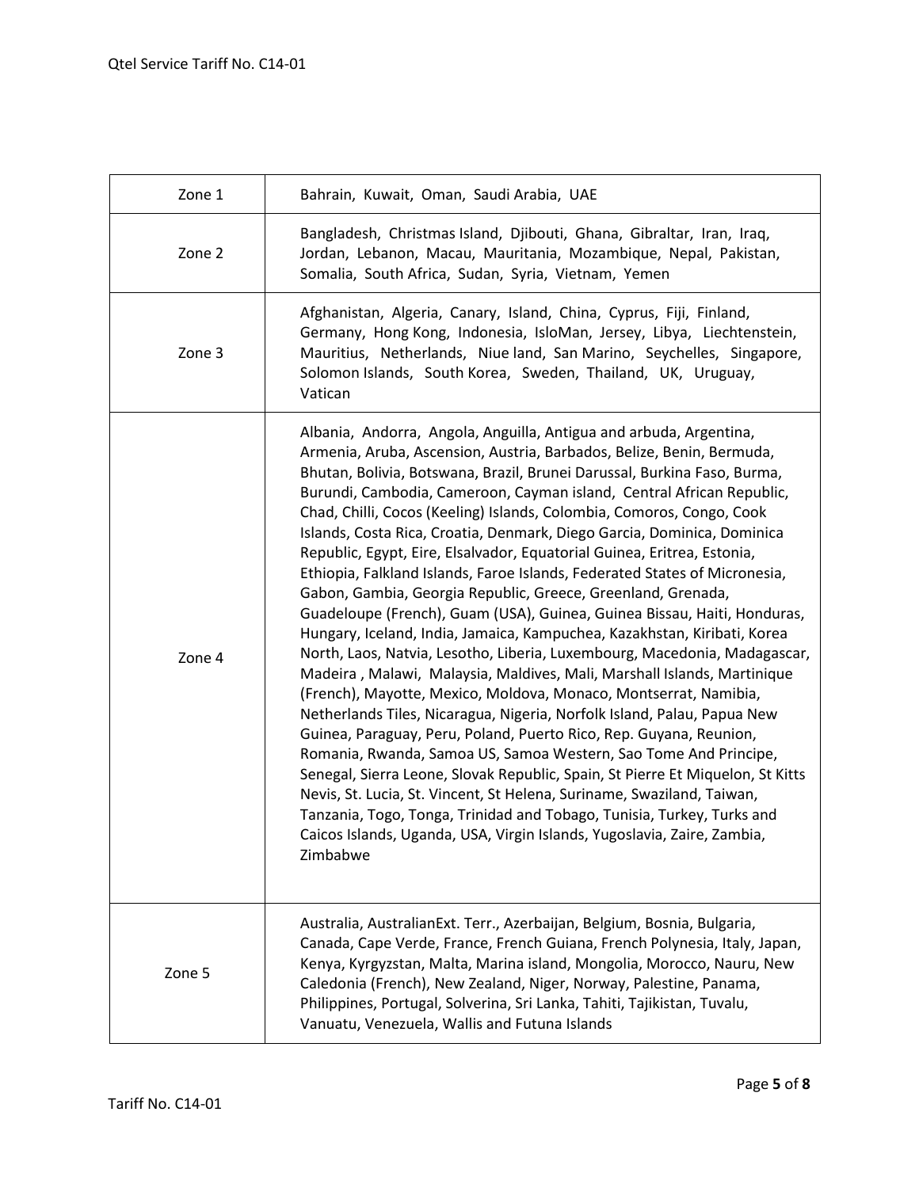| Zone | Countries |
|---|---|
| Zone 1 | Bahrain, Kuwait, Oman, Saudi Arabia, UAE |
| Zone 2 | Bangladesh, Christmas Island, Djibouti, Ghana, Gibraltar, Iran, Iraq, Jordan, Lebanon, Macau, Mauritania, Mozambique, Nepal, Pakistan, Somalia, South Africa, Sudan, Syria, Vietnam, Yemen |
| Zone 3 | Afghanistan, Algeria, Canary, Island, China, Cyprus, Fiji, Finland, Germany, Hong Kong, Indonesia, IsloMan, Jersey, Libya, Liechtenstein, Mauritius, Netherlands, Niue land, San Marino, Seychelles, Singapore, Solomon Islands, South Korea, Sweden, Thailand, UK, Uruguay, Vatican |
| Zone 4 | Albania, Andorra, Angola, Anguilla, Antigua and arbuda, Argentina, Armenia, Aruba, Ascension, Austria, Barbados, Belize, Benin, Bermuda, Bhutan, Bolivia, Botswana, Brazil, Brunei Darussal, Burkina Faso, Burma, Burundi, Cambodia, Cameroon, Cayman island, Central African Republic, Chad, Chilli, Cocos (Keeling) Islands, Colombia, Comoros, Congo, Cook Islands, Costa Rica, Croatia, Denmark, Diego Garcia, Dominica, Dominica Republic, Egypt, Eire, Elsalvador, Equatorial Guinea, Eritrea, Estonia, Ethiopia, Falkland Islands, Faroe Islands, Federated States of Micronesia, Gabon, Gambia, Georgia Republic, Greece, Greenland, Grenada, Guadeloupe (French), Guam (USA), Guinea, Guinea Bissau, Haiti, Honduras, Hungary, Iceland, India, Jamaica, Kampuchea, Kazakhstan, Kiribati, Korea North, Laos, Natvia, Lesotho, Liberia, Luxembourg, Macedonia, Madagascar, Madeira , Malawi, Malaysia, Maldives, Mali, Marshall Islands, Martinique (French), Mayotte, Mexico, Moldova, Monaco, Montserrat, Namibia, Netherlands Tiles, Nicaragua, Nigeria, Norfolk Island, Palau, Papua New Guinea, Paraguay, Peru, Poland, Puerto Rico, Rep. Guyana, Reunion, Romania, Rwanda, Samoa US, Samoa Western, Sao Tome And Principe, Senegal, Sierra Leone, Slovak Republic, Spain, St Pierre Et Miquelon, St Kitts Nevis, St. Lucia, St. Vincent, St Helena, Suriname, Swaziland, Taiwan, Tanzania, Togo, Tonga, Trinidad and Tobago, Tunisia, Turkey, Turks and Caicos Islands, Uganda, USA, Virgin Islands, Yugoslavia, Zaire, Zambia, Zimbabwe |
| Zone 5 | Australia, AustralianExt. Terr., Azerbaijan, Belgium, Bosnia, Bulgaria, Canada, Cape Verde, France, French Guiana, French Polynesia, Italy, Japan, Kenya, Kyrgyzstan, Malta, Marina island, Mongolia, Morocco, Nauru, New Caledonia (French), New Zealand, Niger, Norway, Palestine, Panama, Philippines, Portugal, Solverina, Sri Lanka, Tahiti, Tajikistan, Tuvalu, Vanuatu, Venezuela, Wallis and Futuna Islands |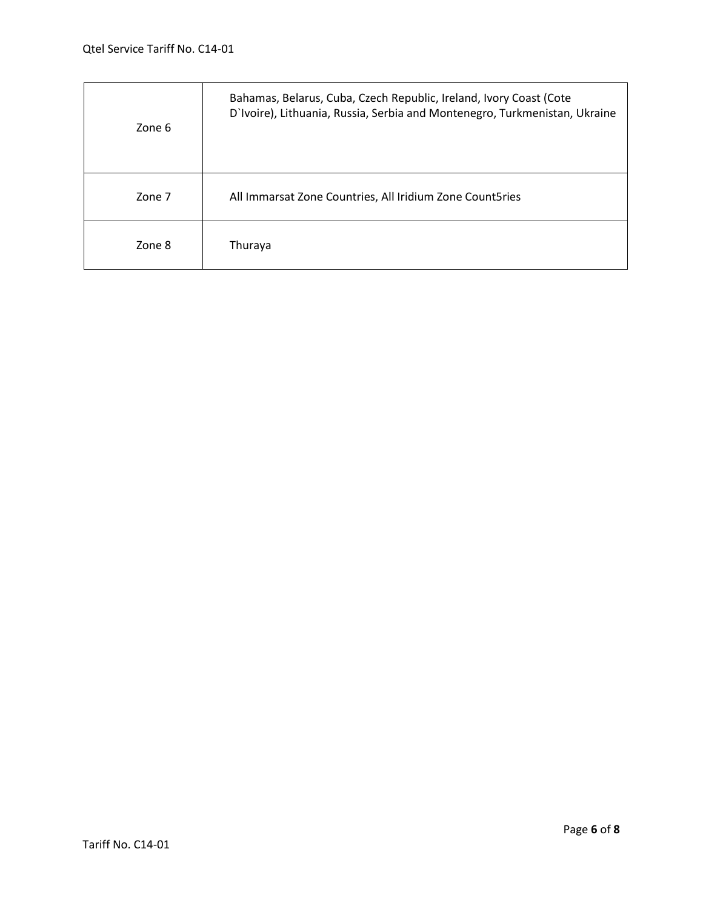| | |
|---|---|
| Zone 6 | Bahamas, Belarus, Cuba, Czech Republic, Ireland, Ivory Coast (Cote D`Ivoire), Lithuania, Russia, Serbia and Montenegro, Turkmenistan, Ukraine |
| Zone 7 | All Immarsat Zone Countries, All Iridium Zone Count5ries |
| Zone 8 | Thuraya |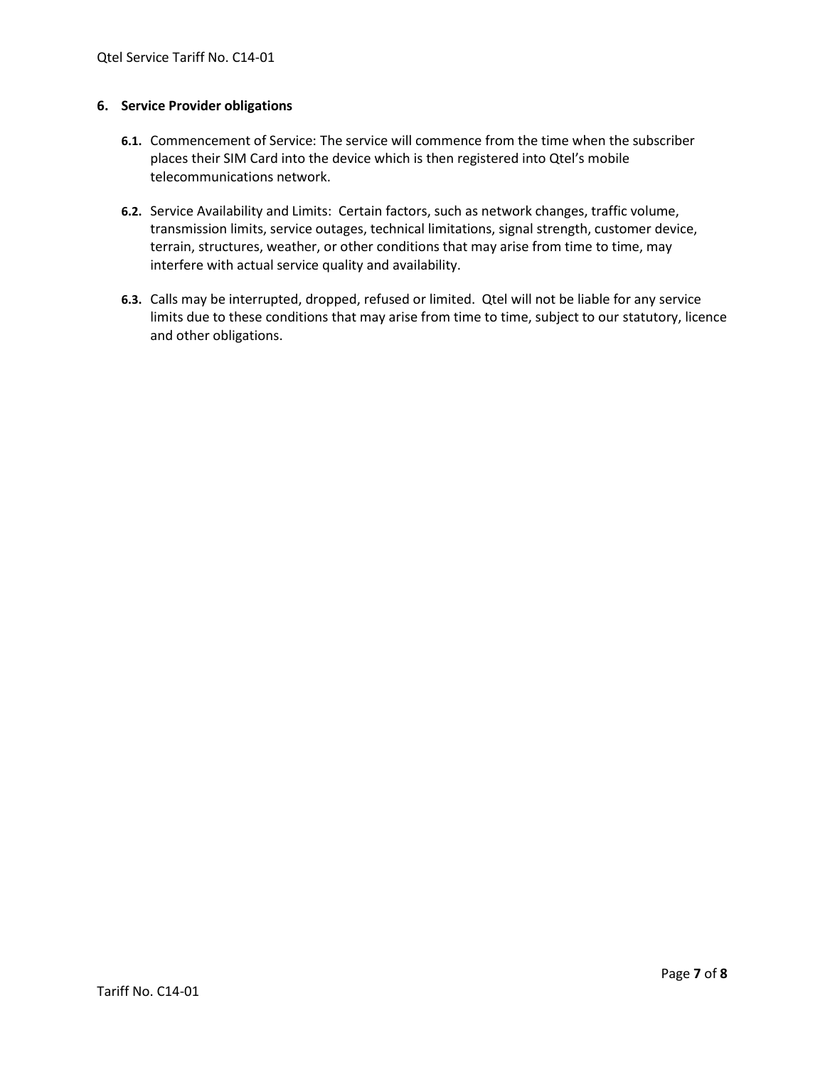## 6. Service Provider obligations

**6.1.** Commencement of Service: The service will commence from the time when the subscriber places their SIM Card into the device which is then registered into Qtel's mobile telecommunications network.

**6.2.** Service Availability and Limits: Certain factors, such as network changes, traffic volume, transmission limits, service outages, technical limitations, signal strength, customer device, terrain, structures, weather, or other conditions that may arise from time to time, may interfere with actual service quality and availability.

**6.3.** Calls may be interrupted, dropped, refused or limited. Qtel will not be liable for any service limits due to these conditions that may arise from time to time, subject to our statutory, licence and other obligations.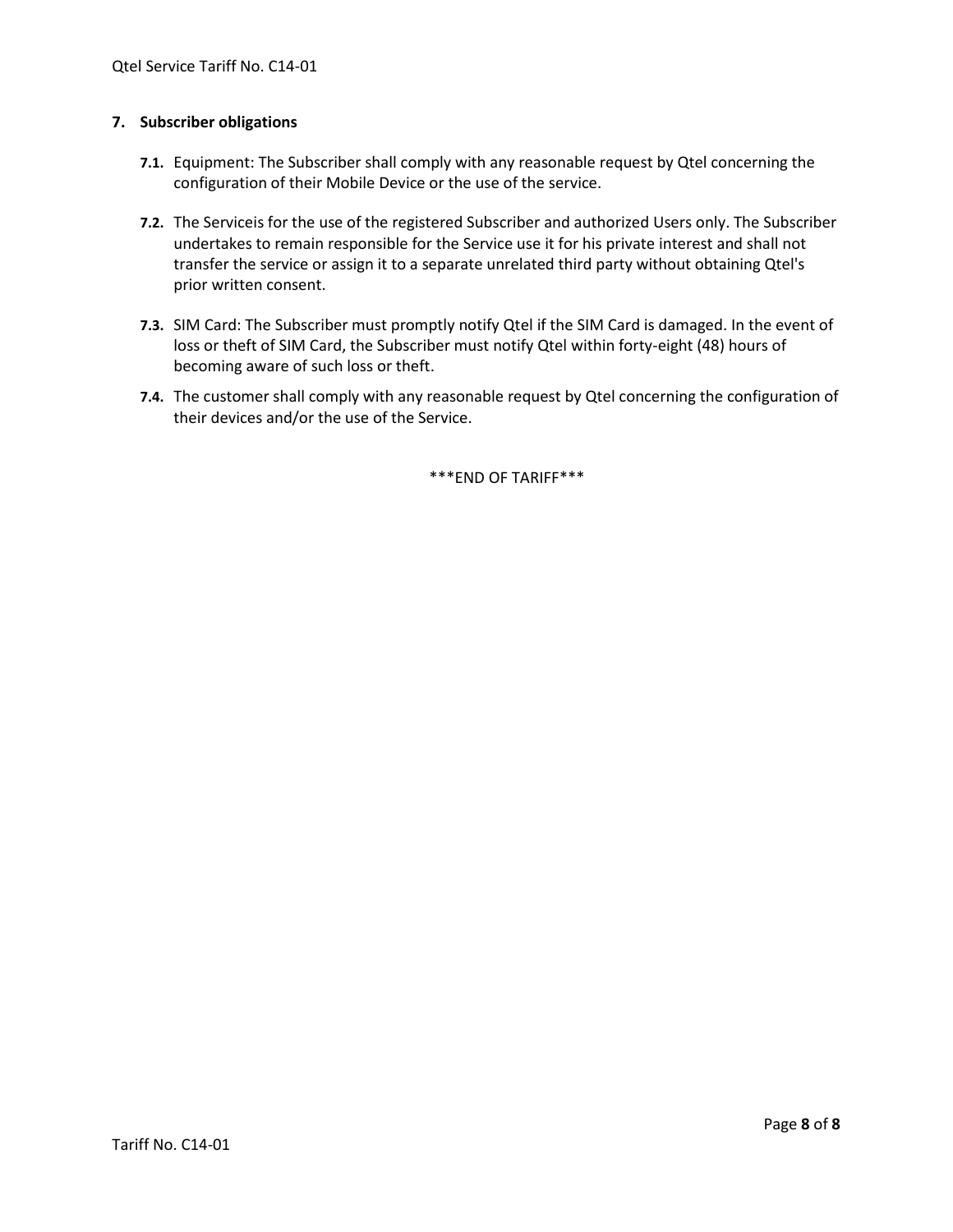## 7. Subscriber obligations

**7.1.** Equipment: The Subscriber shall comply with any reasonable request by Qtel concerning the configuration of their Mobile Device or the use of the service.

**7.2.** The Serviceis for the use of the registered Subscriber and authorized Users only. The Subscriber undertakes to remain responsible for the Service use it for his private interest and shall not transfer the service or assign it to a separate unrelated third party without obtaining Qtel's prior written consent.

**7.3.** SIM Card: The Subscriber must promptly notify Qtel if the SIM Card is damaged. In the event of loss or theft of SIM Card, the Subscriber must notify Qtel within forty-eight (48) hours of becoming aware of such loss or theft.

**7.4.** The customer shall comply with any reasonable request by Qtel concerning the configuration of their devices and/or the use of the Service.

***END OF TARIFF***